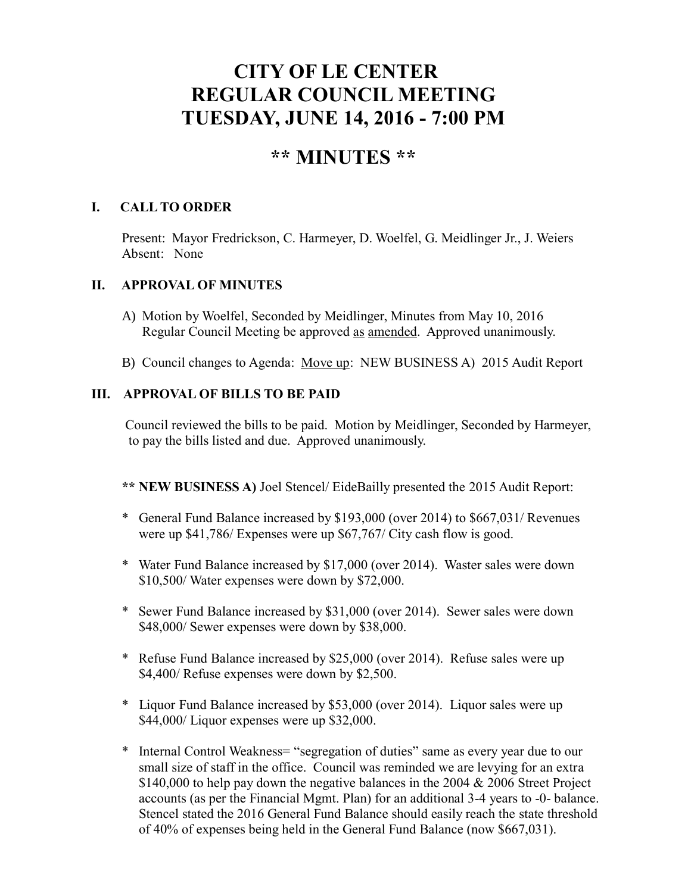# CITY OF LE CENTER
# REGULAR COUNCIL MEETING
# TUESDAY, JUNE 14, 2016 - 7:00 PM

## ** MINUTES **

### I. CALL TO ORDER

Present: Mayor Fredrickson, C. Harmeyer, D. Woelfel, G. Meidlinger Jr., J. Weiers
Absent: None

### II. APPROVAL OF MINUTES

A) Motion by Woelfel, Seconded by Meidlinger, Minutes from May 10, 2016 Regular Council Meeting be approved as amended. Approved unanimously.

B) Council changes to Agenda: Move up: NEW BUSINESS A) 2015 Audit Report

### III. APPROVAL OF BILLS TO BE PAID

Council reviewed the bills to be paid. Motion by Meidlinger, Seconded by Harmeyer, to pay the bills listed and due. Approved unanimously.

** **NEW BUSINESS A)** Joel Stencel/ EideBailly presented the 2015 Audit Report:

- General Fund Balance increased by $193,000 (over 2014) to $667,031/ Revenues were up $41,786/ Expenses were up $67,767/ City cash flow is good.
- Water Fund Balance increased by $17,000 (over 2014). Waster sales were down $10,500/ Water expenses were down by $72,000.
- Sewer Fund Balance increased by $31,000 (over 2014). Sewer sales were down $48,000/ Sewer expenses were down by $38,000.
- Refuse Fund Balance increased by $25,000 (over 2014). Refuse sales were up $4,400/ Refuse expenses were down by $2,500.
- Liquor Fund Balance increased by $53,000 (over 2014). Liquor sales were up $44,000/ Liquor expenses were up $32,000.
- Internal Control Weakness= "segregation of duties" same as every year due to our small size of staff in the office. Council was reminded we are levying for an extra $140,000 to help pay down the negative balances in the 2004 & 2006 Street Project accounts (as per the Financial Mgmt. Plan) for an additional 3-4 years to -0- balance. Stencel stated the 2016 General Fund Balance should easily reach the state threshold of 40% of expenses being held in the General Fund Balance (now $667,031).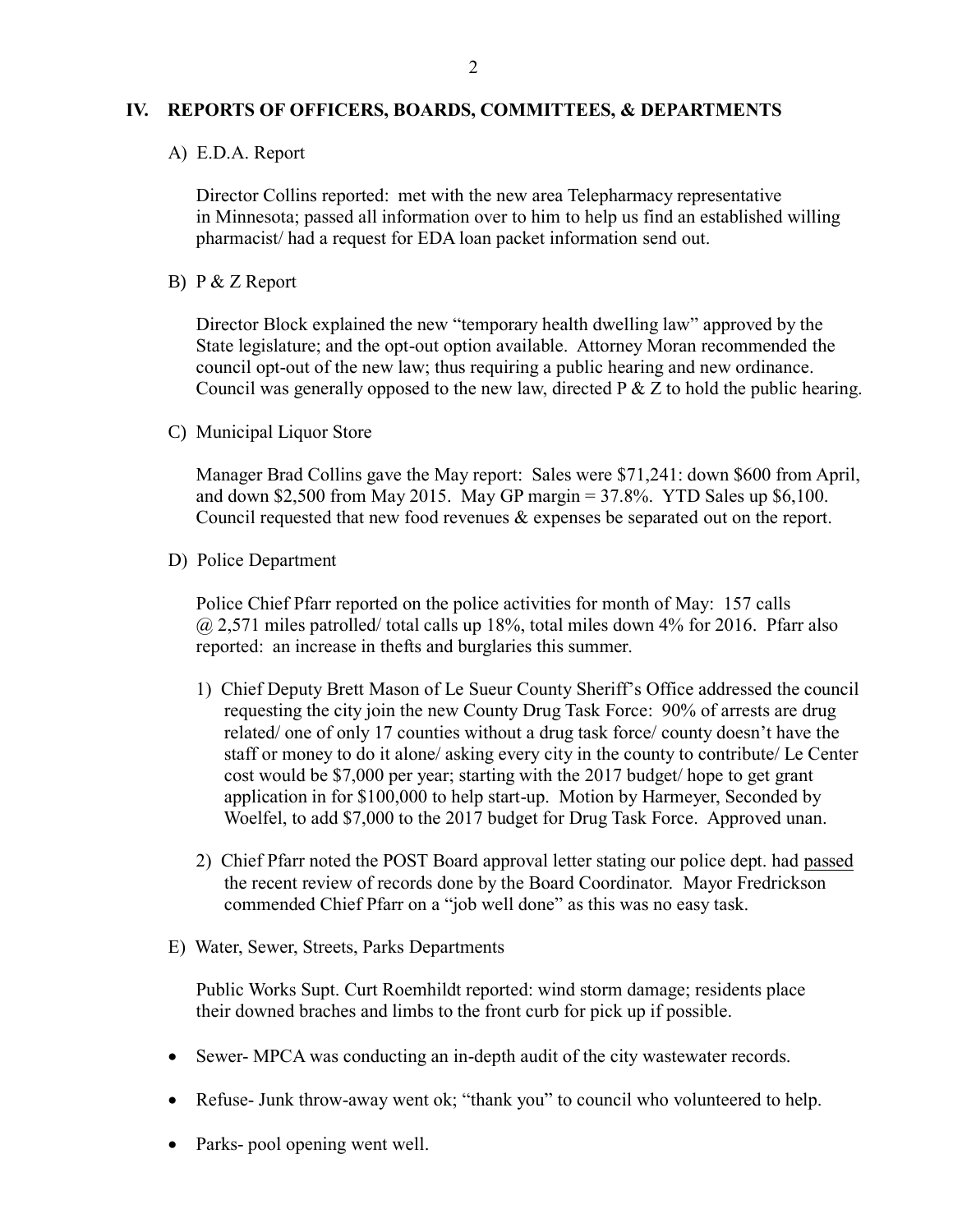## IV. REPORTS OF OFFICERS, BOARDS, COMMITTEES, & DEPARTMENTS

A) E.D.A. Report

Director Collins reported: met with the new area Telepharmacy representative in Minnesota; passed all information over to him to help us find an established willing pharmacist/ had a request for EDA loan packet information send out.

B) P & Z Report

Director Block explained the new "temporary health dwelling law" approved by the State legislature; and the opt-out option available. Attorney Moran recommended the council opt-out of the new law; thus requiring a public hearing and new ordinance. Council was generally opposed to the new law, directed P & Z to hold the public hearing.

C) Municipal Liquor Store

Manager Brad Collins gave the May report: Sales were $71,241: down $600 from April, and down $2,500 from May 2015. May GP margin = 37.8%. YTD Sales up $6,100. Council requested that new food revenues & expenses be separated out on the report.

D) Police Department

Police Chief Pfarr reported on the police activities for month of May: 157 calls @ 2,571 miles patrolled/ total calls up 18%, total miles down 4% for 2016. Pfarr also reported: an increase in thefts and burglaries this summer.

1) Chief Deputy Brett Mason of Le Sueur County Sheriff's Office addressed the council requesting the city join the new County Drug Task Force: 90% of arrests are drug related/ one of only 17 counties without a drug task force/ county doesn't have the staff or money to do it alone/ asking every city in the county to contribute/ Le Center cost would be $7,000 per year; starting with the 2017 budget/ hope to get grant application in for $100,000 to help start-up. Motion by Harmeyer, Seconded by Woelfel, to add $7,000 to the 2017 budget for Drug Task Force. Approved unan.

2) Chief Pfarr noted the POST Board approval letter stating our police dept. had passed the recent review of records done by the Board Coordinator. Mayor Fredrickson commended Chief Pfarr on a "job well done" as this was no easy task.

E) Water, Sewer, Streets, Parks Departments

Public Works Supt. Curt Roemhildt reported: wind storm damage; residents place their downed braches and limbs to the front curb for pick up if possible.

- Sewer- MPCA was conducting an in-depth audit of the city wastewater records.
- Refuse- Junk throw-away went ok; "thank you" to council who volunteered to help.
- Parks- pool opening went well.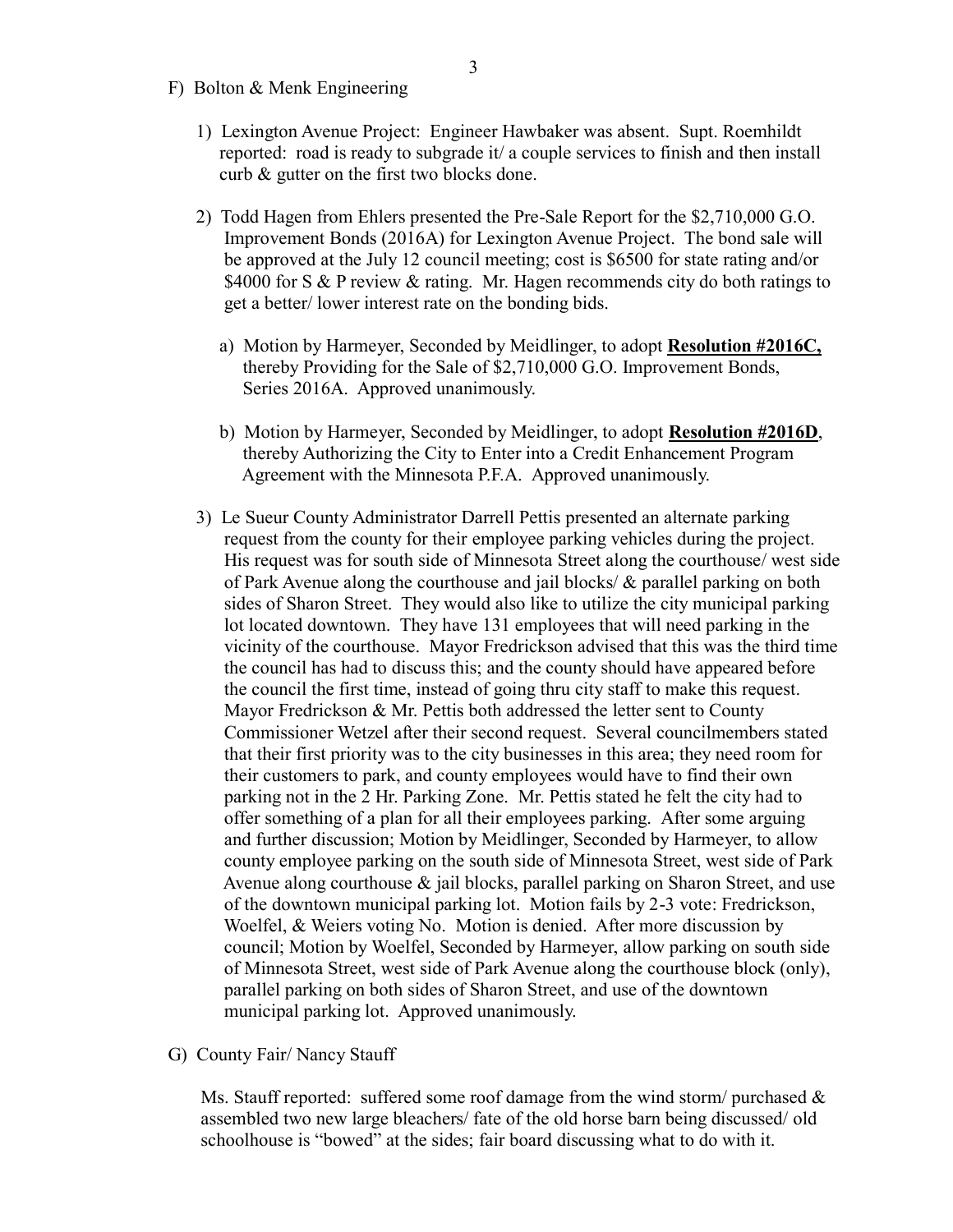F) Bolton & Menk Engineering

1) Lexington Avenue Project: Engineer Hawbaker was absent. Supt. Roemhildt reported: road is ready to subgrade it/ a couple services to finish and then install curb & gutter on the first two blocks done.

2) Todd Hagen from Ehlers presented the Pre-Sale Report for the $2,710,000 G.O. Improvement Bonds (2016A) for Lexington Avenue Project. The bond sale will be approved at the July 12 council meeting; cost is $6500 for state rating and/or $4000 for S & P review & rating. Mr. Hagen recommends city do both ratings to get a better/ lower interest rate on the bonding bids.

   a) Motion by Harmeyer, Seconded by Meidlinger, to adopt **Resolution #2016C,** thereby Providing for the Sale of $2,710,000 G.O. Improvement Bonds, Series 2016A. Approved unanimously.

   b) Motion by Harmeyer, Seconded by Meidlinger, to adopt **Resolution #2016D**, thereby Authorizing the City to Enter into a Credit Enhancement Program Agreement with the Minnesota P.F.A. Approved unanimously.

3) Le Sueur County Administrator Darrell Pettis presented an alternate parking request from the county for their employee parking vehicles during the project. His request was for south side of Minnesota Street along the courthouse/ west side of Park Avenue along the courthouse and jail blocks/ & parallel parking on both sides of Sharon Street. They would also like to utilize the city municipal parking lot located downtown. They have 131 employees that will need parking in the vicinity of the courthouse. Mayor Fredrickson advised that this was the third time the council has had to discuss this; and the county should have appeared before the council the first time, instead of going thru city staff to make this request. Mayor Fredrickson & Mr. Pettis both addressed the letter sent to County Commissioner Wetzel after their second request. Several councilmembers stated that their first priority was to the city businesses in this area; they need room for their customers to park, and county employees would have to find their own parking not in the 2 Hr. Parking Zone. Mr. Pettis stated he felt the city had to offer something of a plan for all their employees parking. After some arguing and further discussion; Motion by Meidlinger, Seconded by Harmeyer, to allow county employee parking on the south side of Minnesota Street, west side of Park Avenue along courthouse & jail blocks, parallel parking on Sharon Street, and use of the downtown municipal parking lot. Motion fails by 2-3 vote: Fredrickson, Woelfel, & Weiers voting No. Motion is denied. After more discussion by council; Motion by Woelfel, Seconded by Harmeyer, allow parking on south side of Minnesota Street, west side of Park Avenue along the courthouse block (only), parallel parking on both sides of Sharon Street, and use of the downtown municipal parking lot. Approved unanimously.

G) County Fair/ Nancy Stauff

Ms. Stauff reported: suffered some roof damage from the wind storm/ purchased & assembled two new large bleachers/ fate of the old horse barn being discussed/ old schoolhouse is "bowed" at the sides; fair board discussing what to do with it.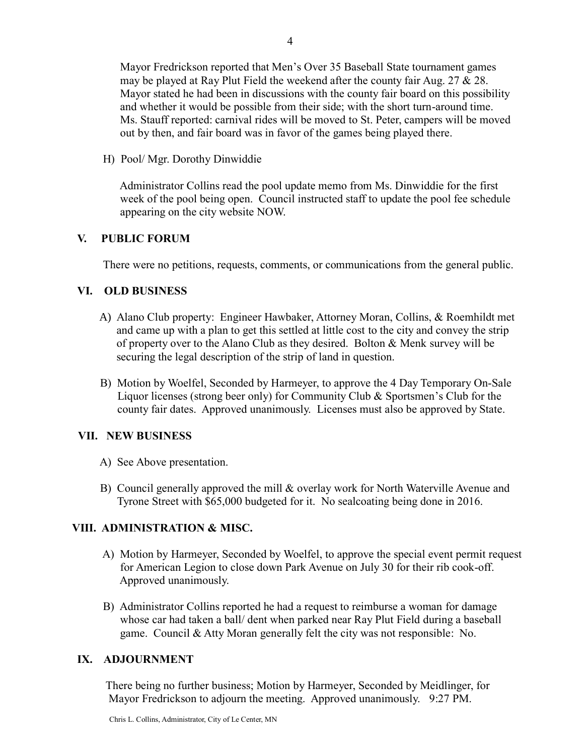Mayor Fredrickson reported that Men's Over 35 Baseball State tournament games may be played at Ray Plut Field the weekend after the county fair Aug. 27 & 28. Mayor stated he had been in discussions with the county fair board on this possibility and whether it would be possible from their side; with the short turn-around time. Ms. Stauff reported: carnival rides will be moved to St. Peter, campers will be moved out by then, and fair board was in favor of the games being played there.

H) Pool/ Mgr. Dorothy Dinwiddie

Administrator Collins read the pool update memo from Ms. Dinwiddie for the first week of the pool being open. Council instructed staff to update the pool fee schedule appearing on the city website NOW.

## V. PUBLIC FORUM

There were no petitions, requests, comments, or communications from the general public.

## VI. OLD BUSINESS

A) Alano Club property: Engineer Hawbaker, Attorney Moran, Collins, & Roemhildt met and came up with a plan to get this settled at little cost to the city and convey the strip of property over to the Alano Club as they desired. Bolton & Menk survey will be securing the legal description of the strip of land in question.

B) Motion by Woelfel, Seconded by Harmeyer, to approve the 4 Day Temporary On-Sale Liquor licenses (strong beer only) for Community Club & Sportsmen's Club for the county fair dates. Approved unanimously. Licenses must also be approved by State.

## VII. NEW BUSINESS

A) See Above presentation.

B) Council generally approved the mill & overlay work for North Waterville Avenue and Tyrone Street with $65,000 budgeted for it. No sealcoating being done in 2016.

## VIII. ADMINISTRATION & MISC.

A) Motion by Harmeyer, Seconded by Woelfel, to approve the special event permit request for American Legion to close down Park Avenue on July 30 for their rib cook-off. Approved unanimously.

B) Administrator Collins reported he had a request to reimburse a woman for damage whose car had taken a ball/ dent when parked near Ray Plut Field during a baseball game. Council & Atty Moran generally felt the city was not responsible: No.

## IX. ADJOURNMENT

There being no further business; Motion by Harmeyer, Seconded by Meidlinger, for Mayor Fredrickson to adjourn the meeting. Approved unanimously. 9:27 PM.

Chris L. Collins, Administrator, City of Le Center, MN